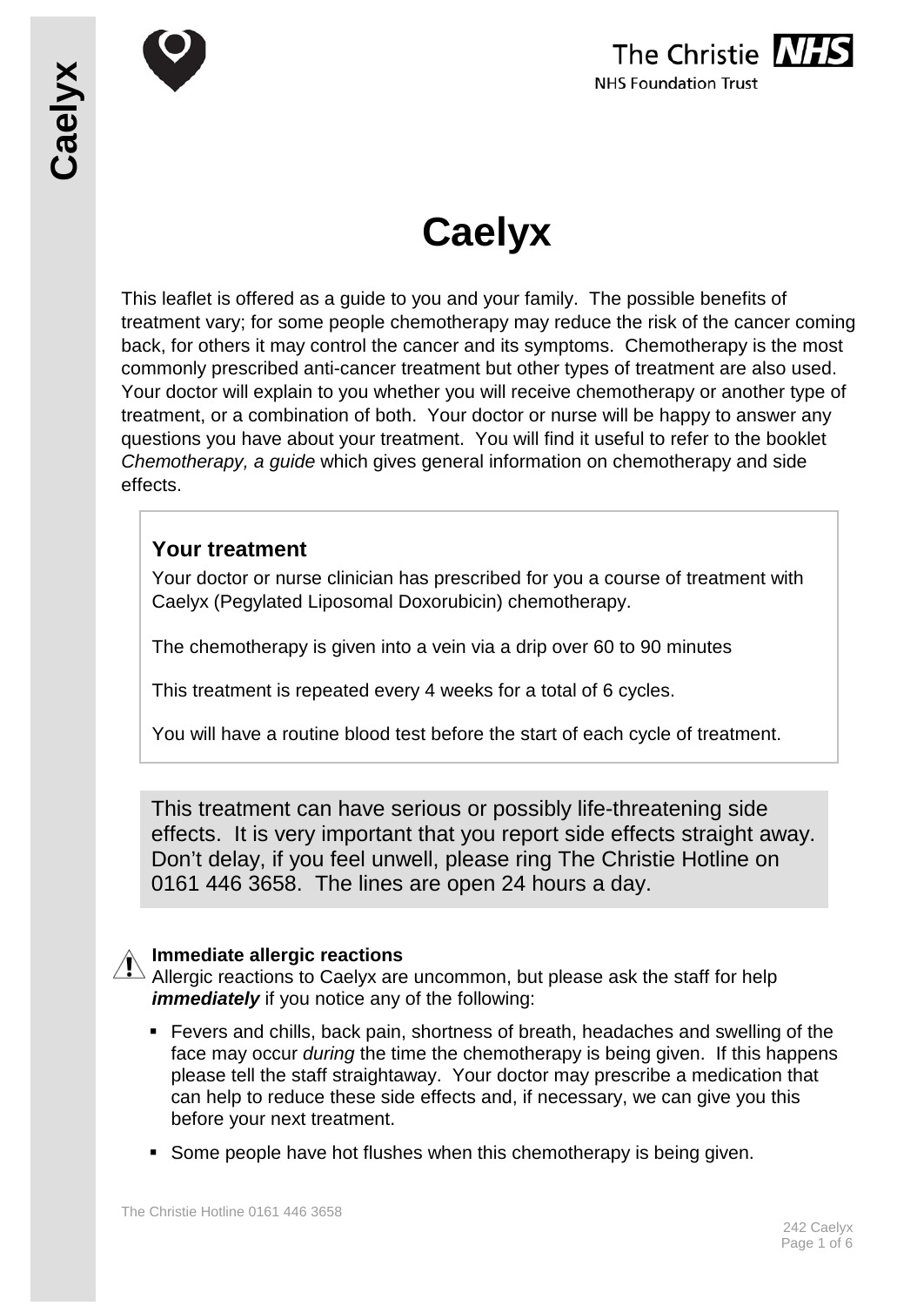# Caelyx

This leaflet is offered as a guide to you and your family. The possible benefits of treatment vary; for some people chemotherapy may reduce the risk of the cancer coming back, for others it may control the cancer and its symptoms. Chemotherapy is the most commonly prescribed anti-cancer treatment but other types of treatment are also used. Your doctor will explain to you whether you will receive chemotherapy or another type of treatment, or a combination of both. Your doctor or nurse will be happy to answer any questions you have about your treatment. You will find it useful to refer to the booklet *Chemotherapy, a guide* which gives general information on chemotherapy and side effects.

## Your treatment

Your doctor or nurse clinician has prescribed for you a course of treatment with Caelyx (Pegylated Liposomal Doxorubicin) chemotherapy.

The chemotherapy is given into a vein via a drip over 60 to 90 minutes

This treatment is repeated every 4 weeks for a total of 6 cycles.

You will have a routine blood test before the start of each cycle of treatment.

This treatment can have serious or possibly life-threatening side effects. It is very important that you report side effects straight away. Don't delay, if you feel unwell, please ring The Christie Hotline on 0161 446 3658. The lines are open 24 hours a day.

### Immediate allergic reactions

Allergic reactions to Caelyx are uncommon, but please ask the staff for help ***immediately*** if you notice any of the following:

- Fevers and chills, back pain, shortness of breath, headaches and swelling of the face may occur *during* the time the chemotherapy is being given. If this happens please tell the staff straightaway. Your doctor may prescribe a medication that can help to reduce these side effects and, if necessary, we can give you this before your next treatment.
- Some people have hot flushes when this chemotherapy is being given.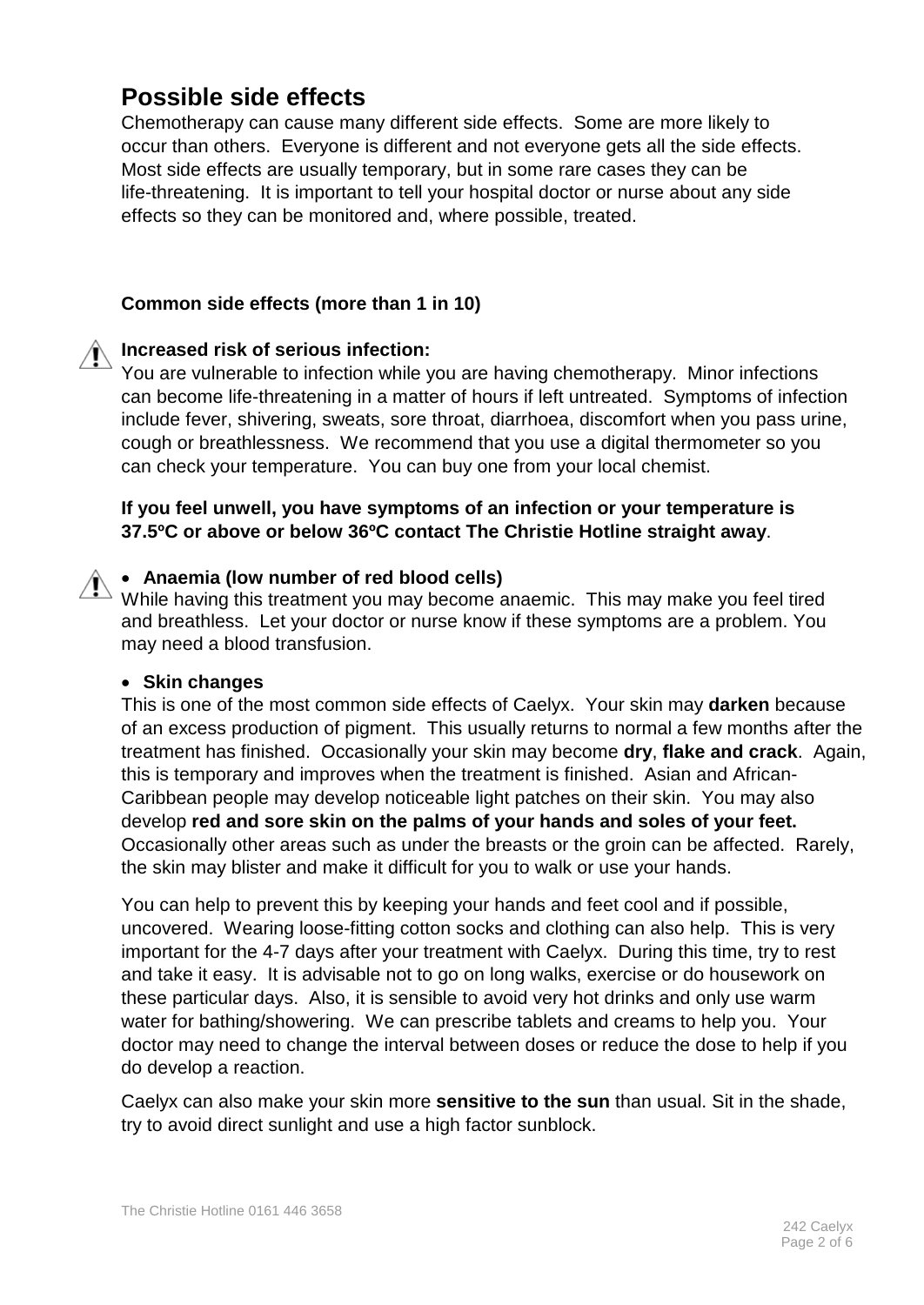## Possible side effects

Chemotherapy can cause many different side effects. Some are more likely to occur than others. Everyone is different and not everyone gets all the side effects. Most side effects are usually temporary, but in some rare cases they can be life-threatening. It is important to tell your hospital doctor or nurse about any side effects so they can be monitored and, where possible, treated.

### Common side effects (more than 1 in 10)

⚠ **Increased risk of serious infection:**

You are vulnerable to infection while you are having chemotherapy. Minor infections can become life-threatening in a matter of hours if left untreated. Symptoms of infection include fever, shivering, sweats, sore throat, diarrhoea, discomfort when you pass urine, cough or breathlessness. We recommend that you use a digital thermometer so you can check your temperature. You can buy one from your local chemist.

**If you feel unwell, you have symptoms of an infection or your temperature is 37.5ºC or above or below 36ºC contact The Christie Hotline straight away**.

⚠

- **Anaemia (low number of red blood cells)**

While having this treatment you may become anaemic. This may make you feel tired and breathless. Let your doctor or nurse know if these symptoms are a problem. You may need a blood transfusion.

- **Skin changes**

This is one of the most common side effects of Caelyx. Your skin may **darken** because of an excess production of pigment. This usually returns to normal a few months after the treatment has finished. Occasionally your skin may become **dry**, **flake and crack**. Again, this is temporary and improves when the treatment is finished. Asian and African-Caribbean people may develop noticeable light patches on their skin. You may also develop **red and sore skin on the palms of your hands and soles of your feet.** Occasionally other areas such as under the breasts or the groin can be affected. Rarely, the skin may blister and make it difficult for you to walk or use your hands.

You can help to prevent this by keeping your hands and feet cool and if possible, uncovered. Wearing loose-fitting cotton socks and clothing can also help. This is very important for the 4-7 days after your treatment with Caelyx. During this time, try to rest and take it easy. It is advisable not to go on long walks, exercise or do housework on these particular days. Also, it is sensible to avoid very hot drinks and only use warm water for bathing/showering. We can prescribe tablets and creams to help you. Your doctor may need to change the interval between doses or reduce the dose to help if you do develop a reaction.

Caelyx can also make your skin more **sensitive to the sun** than usual. Sit in the shade, try to avoid direct sunlight and use a high factor sunblock.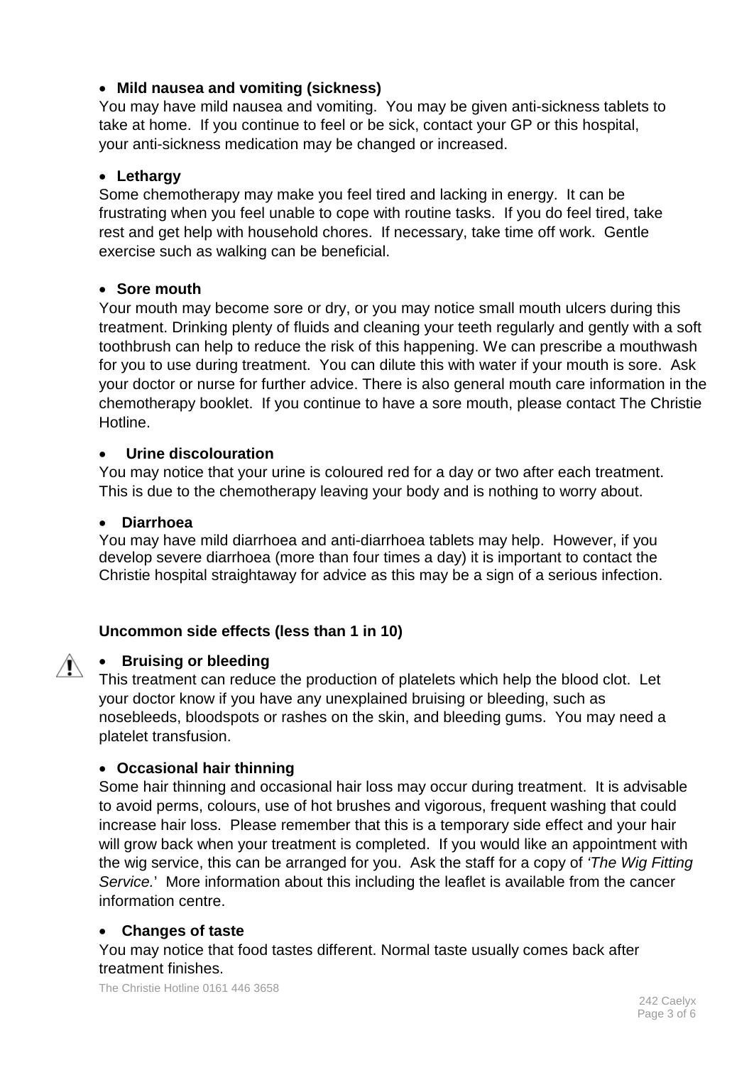- **Mild nausea and vomiting (sickness)**

You may have mild nausea and vomiting. You may be given anti-sickness tablets to take at home. If you continue to feel or be sick, contact your GP or this hospital, your anti-sickness medication may be changed or increased.

- **Lethargy**

Some chemotherapy may make you feel tired and lacking in energy. It can be frustrating when you feel unable to cope with routine tasks. If you do feel tired, take rest and get help with household chores. If necessary, take time off work. Gentle exercise such as walking can be beneficial.

- **Sore mouth**

Your mouth may become sore or dry, or you may notice small mouth ulcers during this treatment. Drinking plenty of fluids and cleaning your teeth regularly and gently with a soft toothbrush can help to reduce the risk of this happening. We can prescribe a mouthwash for you to use during treatment. You can dilute this with water if your mouth is sore. Ask your doctor or nurse for further advice. There is also general mouth care information in the chemotherapy booklet. If you continue to have a sore mouth, please contact The Christie Hotline.

- **Urine discolouration**

You may notice that your urine is coloured red for a day or two after each treatment. This is due to the chemotherapy leaving your body and is nothing to worry about.

- **Diarrhoea**

You may have mild diarrhoea and anti-diarrhoea tablets may help. However, if you develop severe diarrhoea (more than four times a day) it is important to contact the Christie hospital straightaway for advice as this may be a sign of a serious infection.

**Uncommon side effects (less than 1 in 10)**

- **Bruising or bleeding**

This treatment can reduce the production of platelets which help the blood clot. Let your doctor know if you have any unexplained bruising or bleeding, such as nosebleeds, bloodspots or rashes on the skin, and bleeding gums. You may need a platelet transfusion.

- **Occasional hair thinning**

Some hair thinning and occasional hair loss may occur during treatment. It is advisable to avoid perms, colours, use of hot brushes and vigorous, frequent washing that could increase hair loss. Please remember that this is a temporary side effect and your hair will grow back when your treatment is completed. If you would like an appointment with the wig service, this can be arranged for you. Ask the staff for a copy of *'The Wig Fitting Service.'* More information about this including the leaflet is available from the cancer information centre.

- **Changes of taste**

You may notice that food tastes different. Normal taste usually comes back after treatment finishes.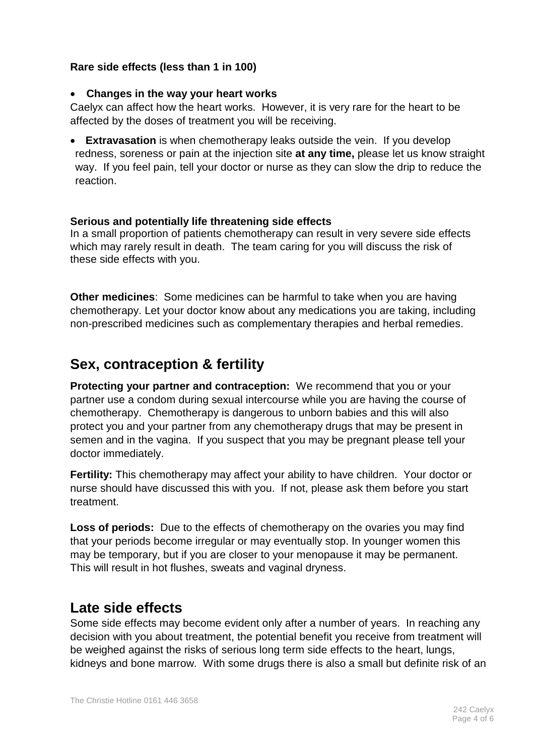**Rare side effects (less than 1 in 100)**

- **Changes in the way your heart works**

Caelyx can affect how the heart works. However, it is very rare for the heart to be affected by the doses of treatment you will be receiving.

- **Extravasation** is when chemotherapy leaks outside the vein. If you develop redness, soreness or pain at the injection site **at any time,** please let us know straight way. If you feel pain, tell your doctor or nurse as they can slow the drip to reduce the reaction.

**Serious and potentially life threatening side effects**

In a small proportion of patients chemotherapy can result in very severe side effects which may rarely result in death. The team caring for you will discuss the risk of these side effects with you.

**Other medicines**: Some medicines can be harmful to take when you are having chemotherapy. Let your doctor know about any medications you are taking, including non-prescribed medicines such as complementary therapies and herbal remedies.

## Sex, contraception & fertility

**Protecting your partner and contraception:** We recommend that you or your partner use a condom during sexual intercourse while you are having the course of chemotherapy. Chemotherapy is dangerous to unborn babies and this will also protect you and your partner from any chemotherapy drugs that may be present in semen and in the vagina. If you suspect that you may be pregnant please tell your doctor immediately.

**Fertility:** This chemotherapy may affect your ability to have children. Your doctor or nurse should have discussed this with you. If not, please ask them before you start treatment.

**Loss of periods:** Due to the effects of chemotherapy on the ovaries you may find that your periods become irregular or may eventually stop. In younger women this may be temporary, but if you are closer to your menopause it may be permanent. This will result in hot flushes, sweats and vaginal dryness.

## Late side effects

Some side effects may become evident only after a number of years. In reaching any decision with you about treatment, the potential benefit you receive from treatment will be weighed against the risks of serious long term side effects to the heart, lungs, kidneys and bone marrow. With some drugs there is also a small but definite risk of an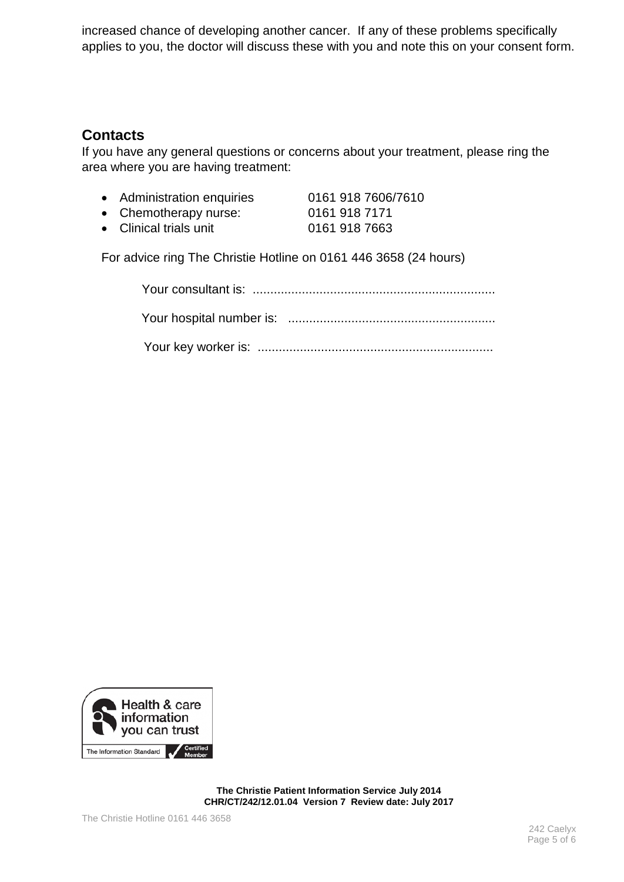increased chance of developing another cancer. If any of these problems specifically applies to you, the doctor will discuss these with you and note this on your consent form.

## Contacts

If you have any general questions or concerns about your treatment, please ring the area where you are having treatment:

- Administration enquiries 0161 918 7606/7610
- Chemotherapy nurse: 0161 918 7171
- Clinical trials unit 0161 918 7663

For advice ring The Christie Hotline on 0161 446 3658 (24 hours)

Your consultant is: ....................................................................

Your hospital number is: ..........................................................

Your key worker is: ..................................................................

**The Christie Patient Information Service July 2014**
**CHR/CT/242/12.01.04 Version 7 Review date: July 2017**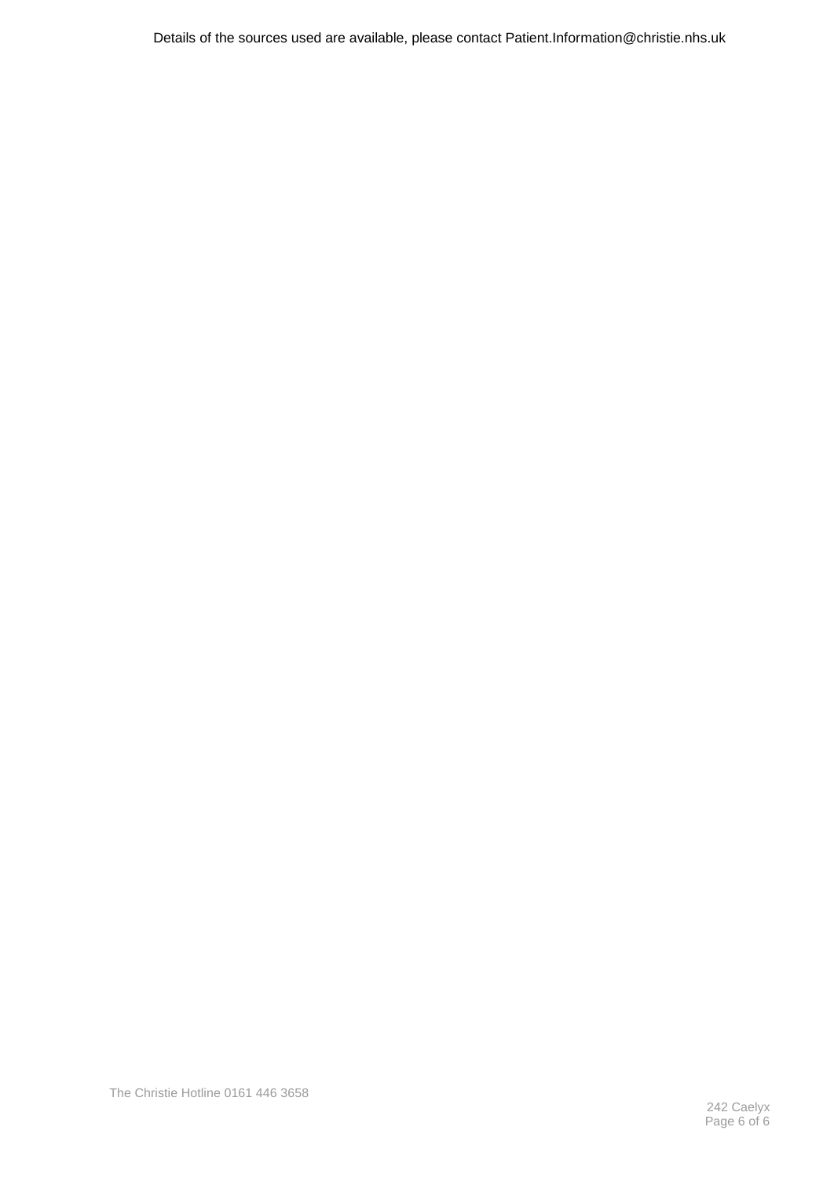Details of the sources used are available, please contact Patient.Information@christie.nhs.uk